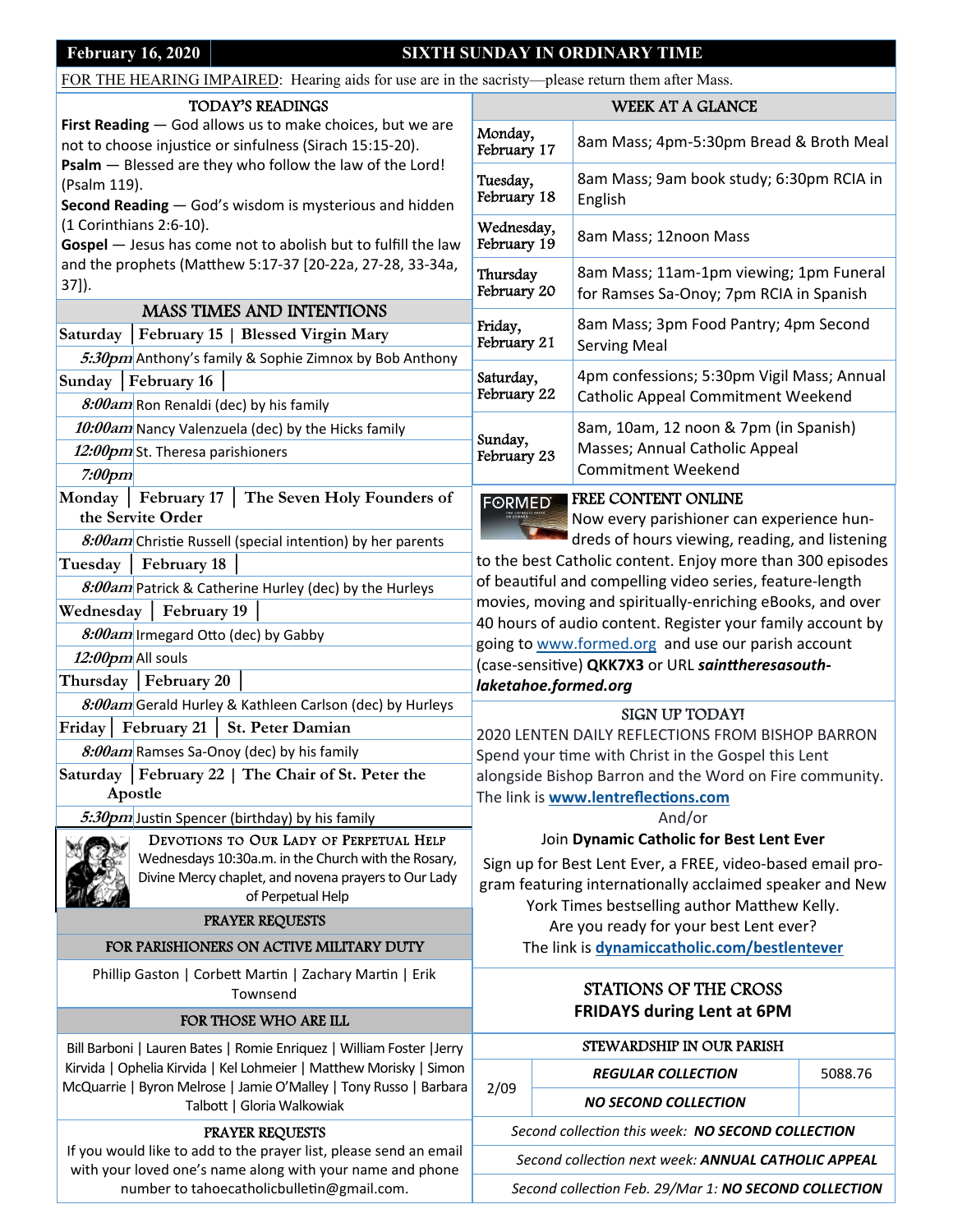**February 16, 2020** | **SIXTH SUNDAY IN ORDINARY TIME**

FOR THE HEARING IMPAIRED: Hearing aids for use are in the sacristy—please return them after Mass.

## TODAY'S READINGS

**First Reading** — God allows us to make choices, but we are not to choose injustice or sinfulness (Sirach 15:15-20).
**Psalm** — Blessed are they who follow the law of the Lord! (Psalm 119).
**Second Reading** — God's wisdom is mysterious and hidden (1 Corinthians 2:6-10).
**Gospel** — Jesus has come not to abolish but to fulfill the law and the prophets (Matthew 5:17-37 [20-22a, 27-28, 33-34a, 37]).

## MASS TIMES AND INTENTIONS

**Saturday | February 15 | Blessed Virgin Mary**
*5:30pm* Anthony's family & Sophie Zimnox by Bob Anthony

**Sunday | February 16**
*8:00am* Ron Renaldi (dec) by his family
*10:00am* Nancy Valenzuela (dec) by the Hicks family
*12:00pm* St. Theresa parishioners
*7:00pm*

**Monday | February 17 | The Seven Holy Founders of the Servite Order**
*8:00am* Christie Russell (special intention) by her parents

**Tuesday | February 18**
*8:00am* Patrick & Catherine Hurley (dec) by the Hurleys

**Wednesday | February 19**
*8:00am* Irmegard Otto (dec) by Gabby
*12:00pm* All souls

**Thursday | February 20**
*8:00am* Gerald Hurley & Kathleen Carlson (dec) by Hurleys

**Friday | February 21 | St. Peter Damian**
*8:00am* Ramses Sa-Onoy (dec) by his family

**Saturday | February 22 | The Chair of St. Peter the Apostle**
*5:30pm* Justin Spencer (birthday) by his family

### DEVOTIONS TO OUR LADY OF PERPETUAL HELP

Wednesdays 10:30a.m. in the Church with the Rosary, Divine Mercy chaplet, and novena prayers to Our Lady of Perpetual Help

## PRAYER REQUESTS

### FOR PARISHIONERS ON ACTIVE MILITARY DUTY

Phillip Gaston | Corbett Martin | Zachary Martin | Erik Townsend

### FOR THOSE WHO ARE ILL

Bill Barboni | Lauren Bates | Romie Enriquez | William Foster |Jerry Kirvida | Ophelia Kirvida | Kel Lohmeier | Matthew Morisky | Simon McQuarrie | Byron Melrose | Jamie O'Malley | Tony Russo | Barbara Talbott | Gloria Walkowiak

### PRAYER REQUESTS

If you would like to add to the prayer list, please send an email with your loved one's name along with your name and phone number to tahoecatholicbulletin@gmail.com.

## WEEK AT A GLANCE

| Day | Events |
|---|---|
| Monday, February 17 | 8am Mass; 4pm-5:30pm Bread & Broth Meal |
| Tuesday, February 18 | 8am Mass; 9am book study; 6:30pm RCIA in English |
| Wednesday, February 19 | 8am Mass; 12noon Mass |
| Thursday February 20 | 8am Mass; 11am-1pm viewing; 1pm Funeral for Ramses Sa-Onoy; 7pm RCIA in Spanish |
| Friday, February 21 | 8am Mass; 3pm Food Pantry; 4pm Second Serving Meal |
| Saturday, February 22 | 4pm confessions; 5:30pm Vigil Mass; Annual Catholic Appeal Commitment Weekend |
| Sunday, February 23 | 8am, 10am, 12 noon & 7pm (in Spanish) Masses; Annual Catholic Appeal Commitment Weekend |

## FREE CONTENT ONLINE

Now every parishioner can experience hundreds of hours viewing, reading, and listening to the best Catholic content. Enjoy more than 300 episodes of beautiful and compelling video series, feature-length movies, moving and spiritually-enriching eBooks, and over 40 hours of audio content. Register your family account by going to www.formed.org and use our parish account (case-sensitive) **QKK7X3** or URL ***sainttheresasouth-laketahoe.formed.org***

## SIGN UP TODAY!

2020 LENTEN DAILY REFLECTIONS FROM BISHOP BARRON
Spend your time with Christ in the Gospel this Lent alongside Bishop Barron and the Word on Fire community. The link is **www.lentreflections.com**

And/or

Join **Dynamic Catholic for Best Lent Ever**

Sign up for Best Lent Ever, a FREE, video-based email program featuring internationally acclaimed speaker and New York Times bestselling author Matthew Kelly.
Are you ready for your best Lent ever?
The link is **dynamiccatholic.com/bestlentever**

## STATIONS OF THE CROSS
**FRIDAYS during Lent at 6PM**

## STEWARDSHIP IN OUR PARISH

| Date | Collection | Amount |
|---|---|---|
| 2/09 | ***REGULAR COLLECTION*** | 5088.76 |
| | ***NO SECOND COLLECTION*** | |

*Second collection this week:* ***NO SECOND COLLECTION***

*Second collection next week:* ***ANNUAL CATHOLIC APPEAL***

*Second collection Feb. 29/Mar 1:* ***NO SECOND COLLECTION***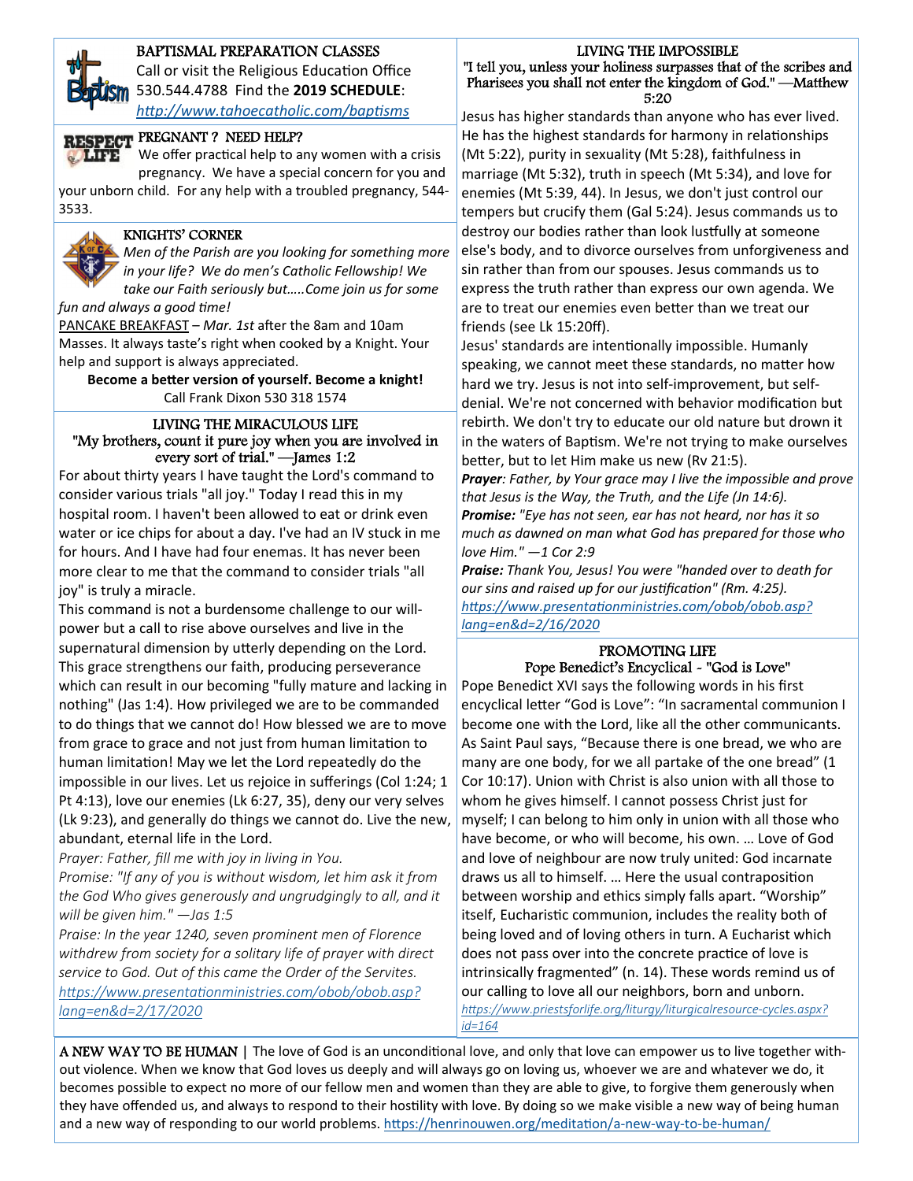## BAPTISMAL PREPARATION CLASSES

Call or visit the Religious Education Office 530.544.4788 Find the **2019 SCHEDULE**: http://www.tahoecatholic.com/baptisms

## PREGNANT ? NEED HELP?

We offer practical help to any women with a crisis pregnancy. We have a special concern for you and your unborn child. For any help with a troubled pregnancy, 544-3533.

## KNIGHTS' CORNER

*Men of the Parish are you looking for something more in your life? We do men's Catholic Fellowship! We take our Faith seriously but…..Come join us for some fun and always a good time!*

PANCAKE BREAKFAST – *Mar. 1st* after the 8am and 10am Masses. It always taste's right when cooked by a Knight. Your help and support is always appreciated.

**Become a better version of yourself. Become a knight!**

Call Frank Dixon 530 318 1574

## LIVING THE MIRACULOUS LIFE

"My brothers, count it pure joy when you are involved in every sort of trial." —James 1:2

For about thirty years I have taught the Lord's command to consider various trials "all joy." Today I read this in my hospital room. I haven't been allowed to eat or drink even water or ice chips for about a day. I've had an IV stuck in me for hours. And I have had four enemas. It has never been more clear to me that the command to consider trials "all joy" is truly a miracle.

This command is not a burdensome challenge to our will-power but a call to rise above ourselves and live in the supernatural dimension by utterly depending on the Lord. This grace strengthens our faith, producing perseverance which can result in our becoming "fully mature and lacking in nothing" (Jas 1:4). How privileged we are to be commanded to do things that we cannot do! How blessed we are to move from grace to grace and not just from human limitation to human limitation! May we let the Lord repeatedly do the impossible in our lives. Let us rejoice in sufferings (Col 1:24; 1 Pt 4:13), love our enemies (Lk 6:27, 35), deny our very selves (Lk 9:23), and generally do things we cannot do. Live the new, abundant, eternal life in the Lord.

*Prayer: Father, fill me with joy in living in You.*

*Promise: "If any of you is without wisdom, let him ask it from the God Who gives generously and ungrudgingly to all, and it will be given him." —Jas 1:5*

*Praise: In the year 1240, seven prominent men of Florence withdrew from society for a solitary life of prayer with direct service to God. Out of this came the Order of the Servites.*

*https://www.presentationministries.com/obob/obob.asp?lang=en&d=2/17/2020*

## LIVING THE IMPOSSIBLE

"I tell you, unless your holiness surpasses that of the scribes and Pharisees you shall not enter the kingdom of God." —Matthew 5:20

Jesus has higher standards than anyone who has ever lived. He has the highest standards for harmony in relationships (Mt 5:22), purity in sexuality (Mt 5:28), faithfulness in marriage (Mt 5:32), truth in speech (Mt 5:34), and love for enemies (Mt 5:39, 44). In Jesus, we don't just control our tempers but crucify them (Gal 5:24). Jesus commands us to destroy our bodies rather than look lustfully at someone else's body, and to divorce ourselves from unforgiveness and sin rather than from our spouses. Jesus commands us to express the truth rather than express our own agenda. We are to treat our enemies even better than we treat our friends (see Lk 15:20ff).

Jesus' standards are intentionally impossible. Humanly speaking, we cannot meet these standards, no matter how hard we try. Jesus is not into self-improvement, but self-denial. We're not concerned with behavior modification but rebirth. We don't try to educate our old nature but drown it in the waters of Baptism. We're not trying to make ourselves better, but to let Him make us new (Rv 21:5).

***Prayer**: Father, by Your grace may I live the impossible and prove that Jesus is the Way, the Truth, and the Life (Jn 14:6).*

***Promise:** "Eye has not seen, ear has not heard, nor has it so much as dawned on man what God has prepared for those who love Him." —1 Cor 2:9*

***Praise:** Thank You, Jesus! You were "handed over to death for our sins and raised up for our justification" (Rm. 4:25).*

*https://www.presentationministries.com/obob/obob.asp?lang=en&d=2/16/2020*

## PROMOTING LIFE

### Pope Benedict's Encyclical - "God is Love"

Pope Benedict XVI says the following words in his first encyclical letter "God is Love": "In sacramental communion I become one with the Lord, like all the other communicants. As Saint Paul says, "Because there is one bread, we who are many are one body, for we all partake of the one bread" (1 Cor 10:17). Union with Christ is also union with all those to whom he gives himself. I cannot possess Christ just for myself; I can belong to him only in union with all those who have become, or who will become, his own. … Love of God and love of neighbour are now truly united: God incarnate draws us all to himself. … Here the usual contraposition between worship and ethics simply falls apart. "Worship" itself, Eucharistic communion, includes the reality both of being loved and of loving others in turn. A Eucharist which does not pass over into the concrete practice of love is intrinsically fragmented" (n. 14). These words remind us of our calling to love all our neighbors, born and unborn.

*https://www.priestsforlife.org/liturgy/liturgicalresource-cycles.aspx?id=164*

**A NEW WAY TO BE HUMAN** | The love of God is an unconditional love, and only that love can empower us to live together without violence. When we know that God loves us deeply and will always go on loving us, whoever we are and whatever we do, it becomes possible to expect no more of our fellow men and women than they are able to give, to forgive them generously when they have offended us, and always to respond to their hostility with love. By doing so we make visible a new way of being human and a new way of responding to our world problems. https://henrinouwen.org/meditation/a-new-way-to-be-human/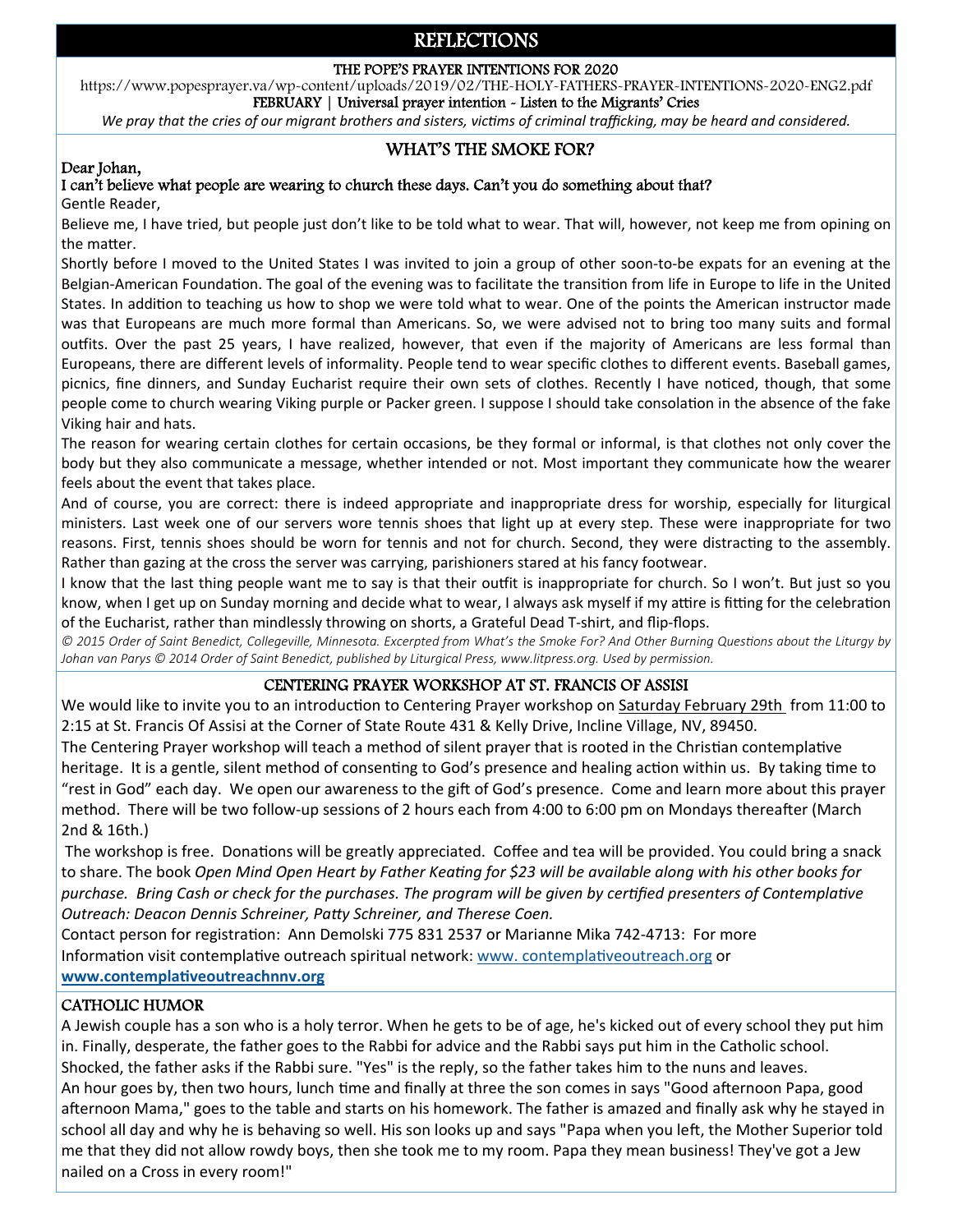# REFLECTIONS

**THE POPE'S PRAYER INTENTIONS FOR 2020**

https://www.popesprayer.va/wp-content/uploads/2019/02/THE-HOLY-FATHERS-PRAYER-INTENTIONS-2020-ENG2.pdf

**FEBRUARY | Universal prayer intention - Listen to the Migrants' Cries**

*We pray that the cries of our migrant brothers and sisters, victims of criminal trafficking, may be heard and considered.*

## WHAT'S THE SMOKE FOR?

**Dear Johan,**

**I can't believe what people are wearing to church these days. Can't you do something about that?**

Gentle Reader,

Believe me, I have tried, but people just don't like to be told what to wear. That will, however, not keep me from opining on the matter.

Shortly before I moved to the United States I was invited to join a group of other soon-to-be expats for an evening at the Belgian-American Foundation. The goal of the evening was to facilitate the transition from life in Europe to life in the United States. In addition to teaching us how to shop we were told what to wear. One of the points the American instructor made was that Europeans are much more formal than Americans. So, we were advised not to bring too many suits and formal outfits. Over the past 25 years, I have realized, however, that even if the majority of Americans are less formal than Europeans, there are different levels of informality. People tend to wear specific clothes to different events. Baseball games, picnics, fine dinners, and Sunday Eucharist require their own sets of clothes. Recently I have noticed, though, that some people come to church wearing Viking purple or Packer green. I suppose I should take consolation in the absence of the fake Viking hair and hats.

The reason for wearing certain clothes for certain occasions, be they formal or informal, is that clothes not only cover the body but they also communicate a message, whether intended or not. Most important they communicate how the wearer feels about the event that takes place.

And of course, you are correct: there is indeed appropriate and inappropriate dress for worship, especially for liturgical ministers. Last week one of our servers wore tennis shoes that light up at every step. These were inappropriate for two reasons. First, tennis shoes should be worn for tennis and not for church. Second, they were distracting to the assembly. Rather than gazing at the cross the server was carrying, parishioners stared at his fancy footwear.

I know that the last thing people want me to say is that their outfit is inappropriate for church. So I won't. But just so you know, when I get up on Sunday morning and decide what to wear, I always ask myself if my attire is fitting for the celebration of the Eucharist, rather than mindlessly throwing on shorts, a Grateful Dead T-shirt, and flip-flops.

*© 2015 Order of Saint Benedict, Collegeville, Minnesota. Excerpted from What's the Smoke For? And Other Burning Questions about the Liturgy by Johan van Parys © 2014 Order of Saint Benedict, published by Liturgical Press, www.litpress.org. Used by permission.*

## CENTERING PRAYER WORKSHOP AT ST. FRANCIS OF ASSISI

We would like to invite you to an introduction to Centering Prayer workshop on Saturday February 29th from 11:00 to 2:15 at St. Francis Of Assisi at the Corner of State Route 431 & Kelly Drive, Incline Village, NV, 89450.

The Centering Prayer workshop will teach a method of silent prayer that is rooted in the Christian contemplative heritage. It is a gentle, silent method of consenting to God's presence and healing action within us. By taking time to "rest in God" each day. We open our awareness to the gift of God's presence. Come and learn more about this prayer method. There will be two follow-up sessions of 2 hours each from 4:00 to 6:00 pm on Mondays thereafter (March 2nd & 16th.)

The workshop is free. Donations will be greatly appreciated. Coffee and tea will be provided. You could bring a snack to share. The book *Open Mind Open Heart by Father Keating for $23 will be available along with his other books for purchase. Bring Cash or check for the purchases. The program will be given by certified presenters of Contemplative Outreach: Deacon Dennis Schreiner, Patty Schreiner, and Therese Coen.*

Contact person for registration: Ann Demolski 775 831 2537 or Marianne Mika 742-4713: For more Information visit contemplative outreach spiritual network: www. contemplativeoutreach.org or **www.contemplativeoutreachnnv.org**

## CATHOLIC HUMOR

A Jewish couple has a son who is a holy terror. When he gets to be of age, he's kicked out of every school they put him in. Finally, desperate, the father goes to the Rabbi for advice and the Rabbi says put him in the Catholic school. Shocked, the father asks if the Rabbi sure. "Yes" is the reply, so the father takes him to the nuns and leaves.

An hour goes by, then two hours, lunch time and finally at three the son comes in says "Good afternoon Papa, good afternoon Mama," goes to the table and starts on his homework. The father is amazed and finally ask why he stayed in school all day and why he is behaving so well. His son looks up and says "Papa when you left, the Mother Superior told me that they did not allow rowdy boys, then she took me to my room. Papa they mean business! They've got a Jew nailed on a Cross in every room!"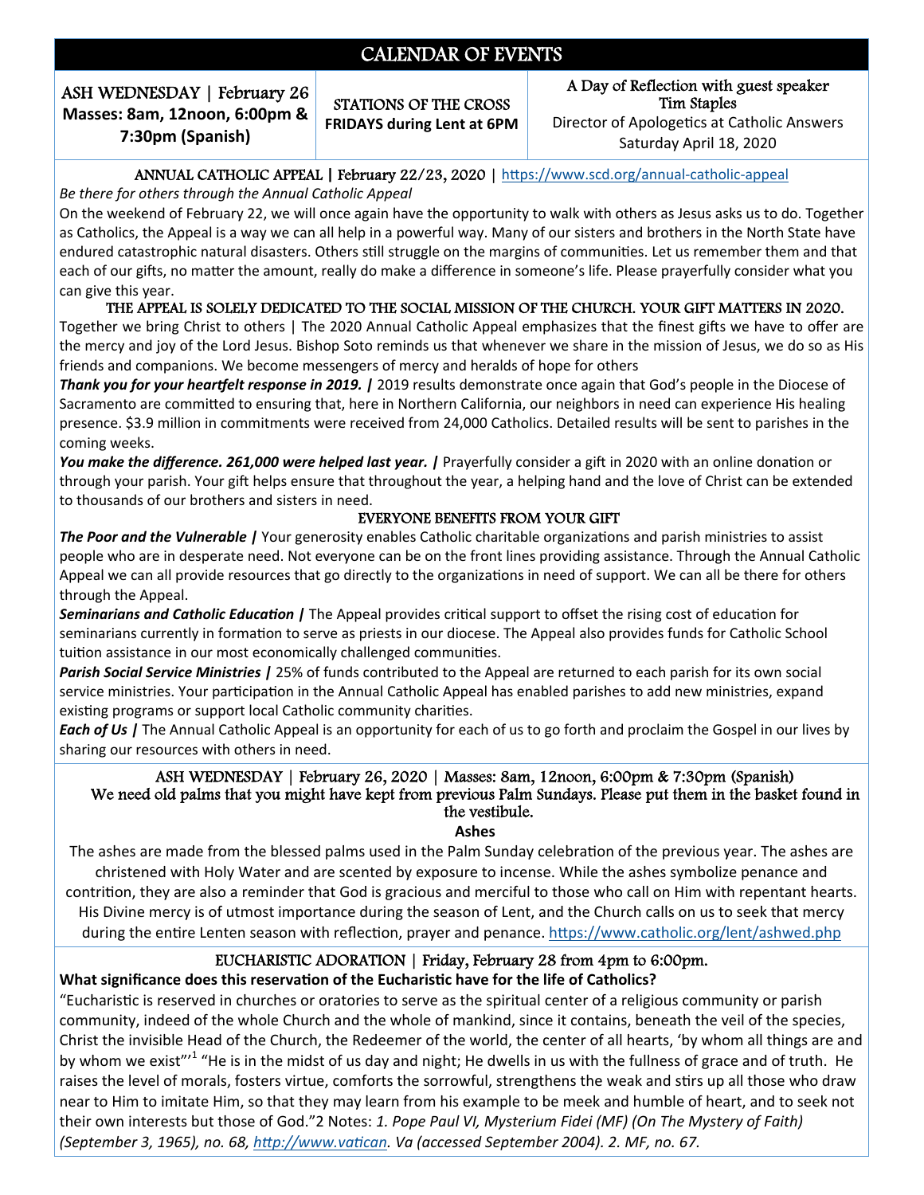# CALENDAR OF EVENTS

| ASH WEDNESDAY \| February 26 **Masses: 8am, 12noon, 6:00pm & 7:30pm (Spanish)** | STATIONS OF THE CROSS **FRIDAYS during Lent at 6PM** | A Day of Reflection with guest speaker Tim Staples Director of Apologetics at Catholic Answers Saturday April 18, 2020 |
|---|---|---|

## ANNUAL CATHOLIC APPEAL | February 22/23, 2020 | https://www.scd.org/annual-catholic-appeal

*Be there for others through the Annual Catholic Appeal*

On the weekend of February 22, we will once again have the opportunity to walk with others as Jesus asks us to do. Together as Catholics, the Appeal is a way we can all help in a powerful way. Many of our sisters and brothers in the North State have endured catastrophic natural disasters. Others still struggle on the margins of communities. Let us remember them and that each of our gifts, no matter the amount, really do make a difference in someone's life. Please prayerfully consider what you can give this year.

### THE APPEAL IS SOLELY DEDICATED TO THE SOCIAL MISSION OF THE CHURCH. YOUR GIFT MATTERS IN 2020.

Together we bring Christ to others | The 2020 Annual Catholic Appeal emphasizes that the finest gifts we have to offer are the mercy and joy of the Lord Jesus. Bishop Soto reminds us that whenever we share in the mission of Jesus, we do so as His friends and companions. We become messengers of mercy and heralds of hope for others

***Thank you for your heartfelt response in 2019. |*** 2019 results demonstrate once again that God's people in the Diocese of Sacramento are committed to ensuring that, here in Northern California, our neighbors in need can experience His healing presence. $3.9 million in commitments were received from 24,000 Catholics. Detailed results will be sent to parishes in the coming weeks.

***You make the difference. 261,000 were helped last year. |*** Prayerfully consider a gift in 2020 with an online donation or through your parish. Your gift helps ensure that throughout the year, a helping hand and the love of Christ can be extended to thousands of our brothers and sisters in need.

### EVERYONE BENEFITS FROM YOUR GIFT

***The Poor and the Vulnerable |*** Your generosity enables Catholic charitable organizations and parish ministries to assist people who are in desperate need. Not everyone can be on the front lines providing assistance. Through the Annual Catholic Appeal we can all provide resources that go directly to the organizations in need of support. We can all be there for others through the Appeal.

***Seminarians and Catholic Education |*** The Appeal provides critical support to offset the rising cost of education for seminarians currently in formation to serve as priests in our diocese. The Appeal also provides funds for Catholic School tuition assistance in our most economically challenged communities.

***Parish Social Service Ministries |*** 25% of funds contributed to the Appeal are returned to each parish for its own social service ministries. Your participation in the Annual Catholic Appeal has enabled parishes to add new ministries, expand existing programs or support local Catholic community charities.

***Each of Us |*** The Annual Catholic Appeal is an opportunity for each of us to go forth and proclaim the Gospel in our lives by sharing our resources with others in need.

## ASH WEDNESDAY | February 26, 2020 | Masses: 8am, 12noon, 6:00pm & 7:30pm (Spanish)

We need old palms that you might have kept from previous Palm Sundays. Please put them in the basket found in the vestibule.

**Ashes**

The ashes are made from the blessed palms used in the Palm Sunday celebration of the previous year. The ashes are christened with Holy Water and are scented by exposure to incense. While the ashes symbolize penance and contrition, they are also a reminder that God is gracious and merciful to those who call on Him with repentant hearts. His Divine mercy is of utmost importance during the season of Lent, and the Church calls on us to seek that mercy during the entire Lenten season with reflection, prayer and penance. https://www.catholic.org/lent/ashwed.php

## EUCHARISTIC ADORATION | Friday, February 28 from 4pm to 6:00pm.

**What significance does this reservation of the Eucharistic have for the life of Catholics?**

"Eucharistic is reserved in churches or oratories to serve as the spiritual center of a religious community or parish community, indeed of the whole Church and the whole of mankind, since it contains, beneath the veil of the species, Christ the invisible Head of the Church, the Redeemer of the world, the center of all hearts, 'by whom all things are and by whom we exist"'[1] "He is in the midst of us day and night; He dwells in us with the fullness of grace and of truth. He raises the level of morals, fosters virtue, comforts the sorrowful, strengthens the weak and stirs up all those who draw near to Him to imitate Him, so that they may learn from his example to be meek and humble of heart, and to seek not their own interests but those of God."2 Notes: *1. Pope Paul VI, Mysterium Fidei (MF) (On The Mystery of Faith) (September 3, 1965), no. 68, http://www.vatican. Va (accessed September 2004). 2. MF, no. 67.*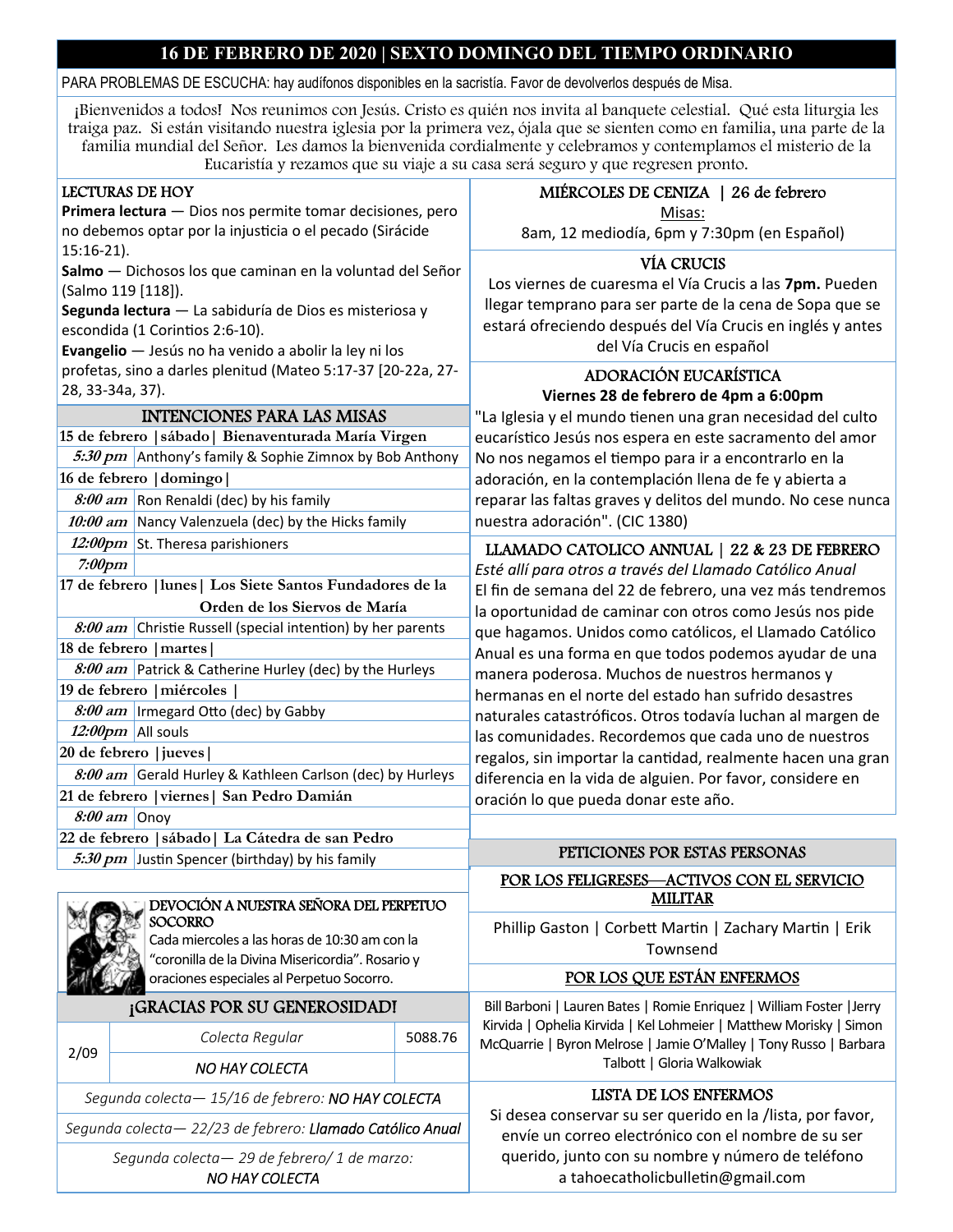# 16 DE FEBRERO DE 2020 | SEXTO DOMINGO DEL TIEMPO ORDINARIO

PARA PROBLEMAS DE ESCUCHA: hay audífonos disponibles en la sacristía. Favor de devolverlos después de Misa.

¡Bienvenidos a todos! Nos reunimos con Jesús. Cristo es quién nos invita al banquete celestial. Qué esta liturgia les traiga paz. Si están visitando nuestra iglesia por la primera vez, ójala que se sienten como en familia, una parte de la familia mundial del Señor. Les damos la bienvenida cordialmente y celebramos y contemplamos el misterio de la Eucaristía y rezamos que su viaje a su casa será seguro y que regresen pronto.

## LECTURAS DE HOY

**Primera lectura** — Dios nos permite tomar decisiones, pero no debemos optar por la injusticia o el pecado (Sirácide 15:16-21).

**Salmo** — Dichosos los que caminan en la voluntad del Señor (Salmo 119 [118]).

**Segunda lectura** — La sabiduría de Dios es misteriosa y escondida (1 Corintios 2:6-10).

**Evangelio** — Jesús no ha venido a abolir la ley ni los profetas, sino a darles plenitud (Mateo 5:17-37 [20-22a, 27-28, 33-34a, 37).

## INTENCIONES PARA LAS MISAS

| | |
|---|---|
| **15 de febrero \|sábado\| Bienaventurada María Virgen** | |
| *5:30 pm* | Anthony's family & Sophie Zimnox by Bob Anthony |
| **16 de febrero \|domingo\|** | |
| *8:00 am* | Ron Renaldi (dec) by his family |
| *10:00 am* | Nancy Valenzuela (dec) by the Hicks family |
| *12:00pm* | St. Theresa parishioners |
| *7:00pm* | |
| **17 de febrero \|lunes\| Los Siete Santos Fundadores de la Orden de los Siervos de María** | |
| *8:00 am* | Christie Russell (special intention) by her parents |
| **18 de febrero \|martes\|** | |
| *8:00 am* | Patrick & Catherine Hurley (dec) by the Hurleys |
| **19 de febrero \|miércoles \|** | |
| *8:00 am* | Irmegard Otto (dec) by Gabby |
| *12:00pm* | All souls |
| **20 de febrero \|jueves\|** | |
| *8:00 am* | Gerald Hurley & Kathleen Carlson (dec) by Hurleys |
| **21 de febrero \|viernes\| San Pedro Damián** | |
| *8:00 am* | Onoy |
| **22 de febrero \|sábado\| La Cátedra de san Pedro** | |
| *5:30 pm* | Justin Spencer (birthday) by his family |

## DEVOCIÓN A NUESTRA SEÑORA DEL PERPETUO SOCORRO

Cada miercoles a las horas de 10:30 am con la "coronilla de la Divina Misericordia". Rosario y oraciones especiales al Perpetuo Socorro.

## ¡GRACIAS POR SU GENEROSIDAD!

| | | |
|---|---|---|
| 2/09 | *Colecta Regular* | 5088.76 |
| | *NO HAY COLECTA* | |

*Segunda colecta— 15/16 de febrero: NO HAY COLECTA*

*Segunda colecta— 22/23 de febrero: Llamado Católico Anual*

*Segunda colecta— 29 de febrero/ 1 de marzo: NO HAY COLECTA*

## MIÉRCOLES DE CENIZA | 26 de febrero

Misas:

8am, 12 mediodía, 6pm y 7:30pm (en Español)

## VÍA CRUCIS

Los viernes de cuaresma el Vía Crucis a las **7pm.** Pueden llegar temprano para ser parte de la cena de Sopa que se estará ofreciendo después del Vía Crucis en inglés y antes del Vía Crucis en español

## ADORACIÓN EUCARÍSTICA

**Viernes 28 de febrero de 4pm a 6:00pm**

"La Iglesia y el mundo tienen una gran necesidad del culto eucarístico Jesús nos espera en este sacramento del amor No nos negamos el tiempo para ir a encontrarlo en la adoración, en la contemplación llena de fe y abierta a reparar las faltas graves y delitos del mundo. No cese nunca nuestra adoración". (CIC 1380)

## LLAMADO CATOLICO ANNUAL | 22 & 23 DE FEBRERO

*Esté allí para otros a través del Llamado Católico Anual*

El fin de semana del 22 de febrero, una vez más tendremos la oportunidad de caminar con otros como Jesús nos pide que hagamos. Unidos como católicos, el Llamado Católico Anual es una forma en que todos podemos ayudar de una manera poderosa. Muchos de nuestros hermanos y hermanas en el norte del estado han sufrido desastres naturales catastróficos. Otros todavía luchan al margen de las comunidades. Recordemos que cada uno de nuestros regalos, sin importar la cantidad, realmente hacen una gran diferencia en la vida de alguien. Por favor, considere en oración lo que pueda donar este año.

## PETICIONES POR ESTAS PERSONAS

### POR LOS FELIGRESES—ACTIVOS CON EL SERVICIO MILITAR

Phillip Gaston | Corbett Martin | Zachary Martin | Erik Townsend

### POR LOS QUE ESTÁN ENFERMOS

Bill Barboni | Lauren Bates | Romie Enriquez | William Foster |Jerry Kirvida | Ophelia Kirvida | Kel Lohmeier | Matthew Morisky | Simon McQuarrie | Byron Melrose | Jamie O'Malley | Tony Russo | Barbara Talbott | Gloria Walkowiak

### LISTA DE LOS ENFERMOS

Si desea conservar su ser querido en la /lista, por favor, envíe un correo electrónico con el nombre de su ser querido, junto con su nombre y número de teléfono a tahoecatholicbulletin@gmail.com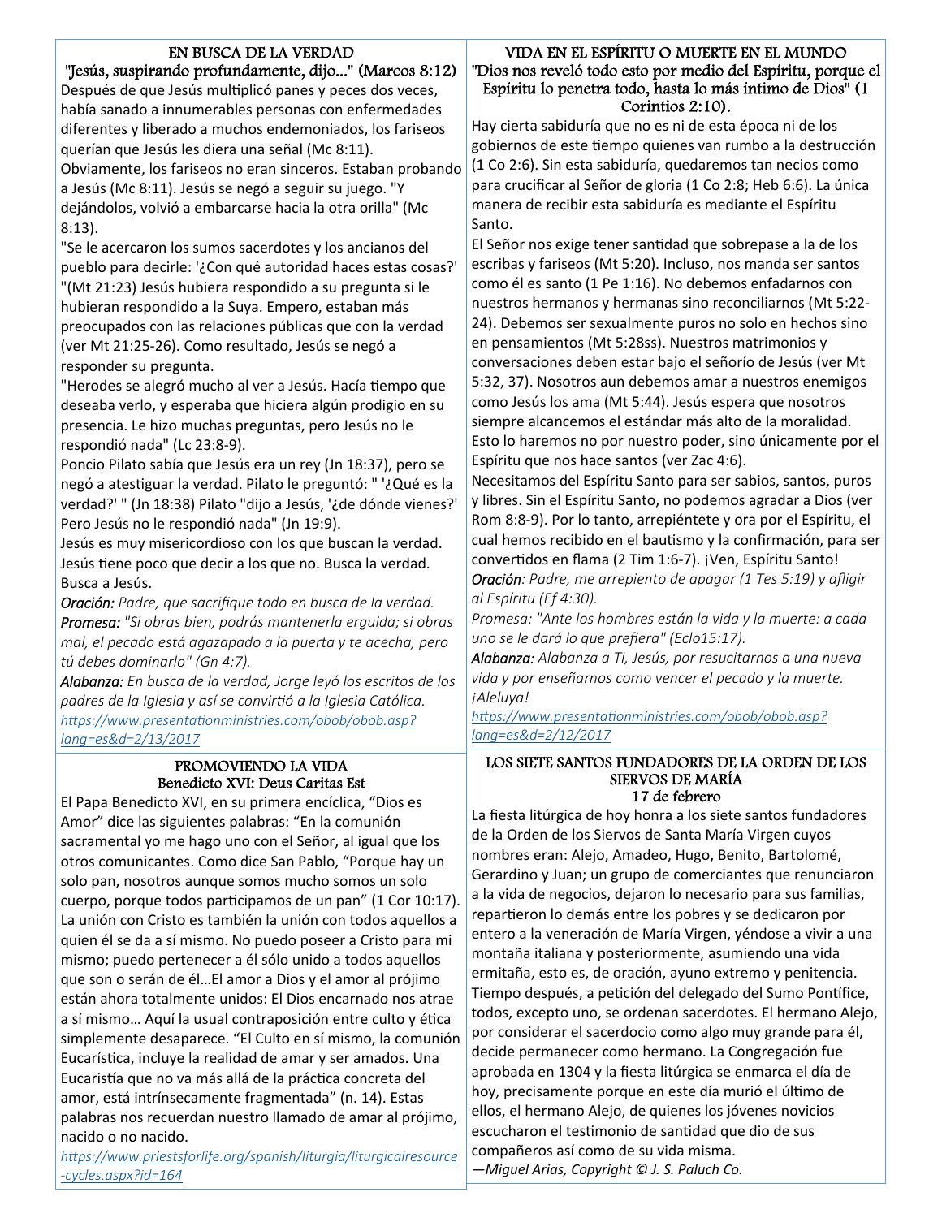## EN BUSCA DE LA VERDAD

### "Jesús, suspirando profundamente, dijo..." (Marcos 8:12)

Después de que Jesús multiplicó panes y peces dos veces, había sanado a innumerables personas con enfermedades diferentes y liberado a muchos endemoniados, los fariseos querían que Jesús les diera una señal (Mc 8:11). Obviamente, los fariseos no eran sinceros. Estaban probando a Jesús (Mc 8:11). Jesús se negó a seguir su juego. "Y dejándolos, volvió a embarcarse hacia la otra orilla" (Mc 8:13).

"Se le acercaron los sumos sacerdotes y los ancianos del pueblo para decirle: '¿Con qué autoridad haces estas cosas?' "(Mt 21:23) Jesús hubiera respondido a su pregunta si le hubieran respondido a la Suya. Empero, estaban más preocupados con las relaciones públicas que con la verdad (ver Mt 21:25-26). Como resultado, Jesús se negó a responder su pregunta.

"Herodes se alegró mucho al ver a Jesús. Hacía tiempo que deseaba verlo, y esperaba que hiciera algún prodigio en su presencia. Le hizo muchas preguntas, pero Jesús no le respondió nada" (Lc 23:8-9).

Poncio Pilato sabía que Jesús era un rey (Jn 18:37), pero se negó a atestiguar la verdad. Pilato le preguntó: " '¿Qué es la verdad?' " (Jn 18:38) Pilato "dijo a Jesús, '¿de dónde vienes?' Pero Jesús no le respondió nada" (Jn 19:9).

Jesús es muy misericordioso con los que buscan la verdad. Jesús tiene poco que decir a los que no. Busca la verdad. Busca a Jesús.

***Oración:*** *Padre, que sacrifique todo en busca de la verdad.*

***Promesa:*** *"Si obras bien, podrás mantenerla erguida; si obras mal, el pecado está agazapado a la puerta y te acecha, pero tú debes dominarlo" (Gn 4:7).*

***Alabanza:*** *En busca de la verdad, Jorge leyó los escritos de los padres de la Iglesia y así se convirtió a la Iglesia Católica.*

*https://www.presentationministries.com/obob/obob.asp?lang=es&d=2/13/2017*

## VIDA EN EL ESPÍRITU O MUERTE EN EL MUNDO

### "Dios nos reveló todo esto por medio del Espíritu, porque el Espíritu lo penetra todo, hasta lo más íntimo de Dios" (1 Corintios 2:10).

Hay cierta sabiduría que no es ni de esta época ni de los gobiernos de este tiempo quienes van rumbo a la destrucción (1 Co 2:6). Sin esta sabiduría, quedaremos tan necios como para crucificar al Señor de gloria (1 Co 2:8; Heb 6:6). La única manera de recibir esta sabiduría es mediante el Espíritu Santo.

El Señor nos exige tener santidad que sobrepase a la de los escribas y fariseos (Mt 5:20). Incluso, nos manda ser santos como él es santo (1 Pe 1:16). No debemos enfadarnos con nuestros hermanos y hermanas sino reconciliarnos (Mt 5:22-24). Debemos ser sexualmente puros no solo en hechos sino en pensamientos (Mt 5:28ss). Nuestros matrimonios y conversaciones deben estar bajo el señorío de Jesús (ver Mt 5:32, 37). Nosotros aun debemos amar a nuestros enemigos como Jesús los ama (Mt 5:44). Jesús espera que nosotros siempre alcancemos el estándar más alto de la moralidad. Esto lo haremos no por nuestro poder, sino únicamente por el Espíritu que nos hace santos (ver Zac 4:6).

Necesitamos del Espíritu Santo para ser sabios, santos, puros y libres. Sin el Espíritu Santo, no podemos agradar a Dios (ver Rom 8:8-9). Por lo tanto, arrepiéntete y ora por el Espíritu, el cual hemos recibido en el bautismo y la confirmación, para ser convertidos en flama (2 Tim 1:6-7). ¡Ven, Espíritu Santo!

***Oración****: Padre, me arrepiento de apagar (1 Tes 5:19) y afligir al Espíritu (Ef 4:30).*

*Promesa: "Ante los hombres están la vida y la muerte: a cada uno se le dará lo que prefiera" (Eclo15:17).*

***Alabanza:*** *Alabanza a Ti, Jesús, por resucitarnos a una nueva vida y por enseñarnos como vencer el pecado y la muerte. ¡Aleluya!*

*https://www.presentationministries.com/obob/obob.asp?lang=es&d=2/12/2017*

## PROMOVIENDO LA VIDA

### Benedicto XVI: Deus Caritas Est

El Papa Benedicto XVI, en su primera encíclica, "Dios es Amor" dice las siguientes palabras: "En la comunión sacramental yo me hago uno con el Señor, al igual que los otros comunicantes. Como dice San Pablo, "Porque hay un solo pan, nosotros aunque somos mucho somos un solo cuerpo, porque todos participamos de un pan" (1 Cor 10:17). La unión con Cristo es también la unión con todos aquellos a quien él se da a sí mismo. No puedo poseer a Cristo para mi mismo; puedo pertenecer a él sólo unido a todos aquellos que son o serán de él…El amor a Dios y el amor al prójimo están ahora totalmente unidos: El Dios encarnado nos atrae a sí mismo… Aquí la usual contraposición entre culto y ética simplemente desaparece. "El Culto en sí mismo, la comunión Eucarística, incluye la realidad de amar y ser amados. Una Eucaristía que no va más allá de la práctica concreta del amor, está intrínsecamente fragmentada" (n. 14). Estas palabras nos recuerdan nuestro llamado de amar al prójimo, nacido o no nacido.

*https://www.priestsforlife.org/spanish/liturgia/liturgicalresource-cycles.aspx?id=164*

## LOS SIETE SANTOS FUNDADORES DE LA ORDEN DE LOS SIERVOS DE MARÍA

### 17 de febrero

La fiesta litúrgica de hoy honra a los siete santos fundadores de la Orden de los Siervos de Santa María Virgen cuyos nombres eran: Alejo, Amadeo, Hugo, Benito, Bartolomé, Gerardino y Juan; un grupo de comerciantes que renunciaron a la vida de negocios, dejaron lo necesario para sus familias, repartieron lo demás entre los pobres y se dedicaron por entero a la veneración de María Virgen, yéndose a vivir a una montaña italiana y posteriormente, asumiendo una vida ermitaña, esto es, de oración, ayuno extremo y penitencia. Tiempo después, a petición del delegado del Sumo Pontífice, todos, excepto uno, se ordenan sacerdotes. El hermano Alejo, por considerar el sacerdocio como algo muy grande para él, decide permanecer como hermano. La Congregación fue aprobada en 1304 y la fiesta litúrgica se enmarca el día de hoy, precisamente porque en este día murió el último de ellos, el hermano Alejo, de quienes los jóvenes novicios escucharon el testimonio de santidad que dio de sus compañeros así como de su vida misma.

*—Miguel Arias, Copyright © J. S. Paluch Co.*